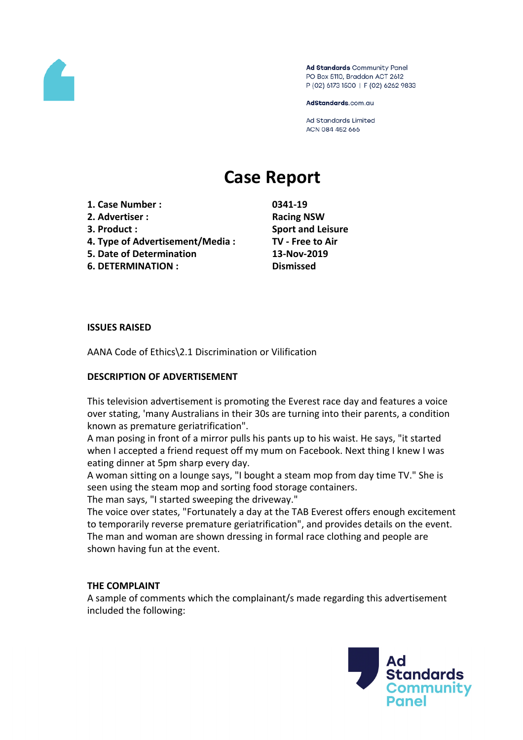Ad Standards Community Panel
PO Box 5110, Braddon ACT 2612
P (02) 6173 1500 | F (02) 6262 9833

AdStandards.com.au

Ad Standards Limited
ACN 084 452 666

# Case Report

| | |
|---|---|
| **1. Case Number :** | **0341-19** |
| **2. Advertiser :** | **Racing NSW** |
| **3. Product :** | **Sport and Leisure** |
| **4. Type of Advertisement/Media :** | **TV - Free to Air** |
| **5. Date of Determination** | **13-Nov-2019** |
| **6. DETERMINATION :** | **Dismissed** |

**ISSUES RAISED**

AANA Code of Ethics\2.1 Discrimination or Vilification

**DESCRIPTION OF ADVERTISEMENT**

This television advertisement is promoting the Everest race day and features a voice over stating, 'many Australians in their 30s are turning into their parents, a condition known as premature geriatrification".
A man posing in front of a mirror pulls his pants up to his waist. He says, "it started when I accepted a friend request off my mum on Facebook. Next thing I knew I was eating dinner at 5pm sharp every day.
A woman sitting on a lounge says, "I bought a steam mop from day time TV." She is seen using the steam mop and sorting food storage containers.
The man says, "I started sweeping the driveway."
The voice over states, "Fortunately a day at the TAB Everest offers enough excitement to temporarily reverse premature geriatrification", and provides details on the event.
The man and woman are shown dressing in formal race clothing and people are shown having fun at the event.

**THE COMPLAINT**

A sample of comments which the complainant/s made regarding this advertisement included the following: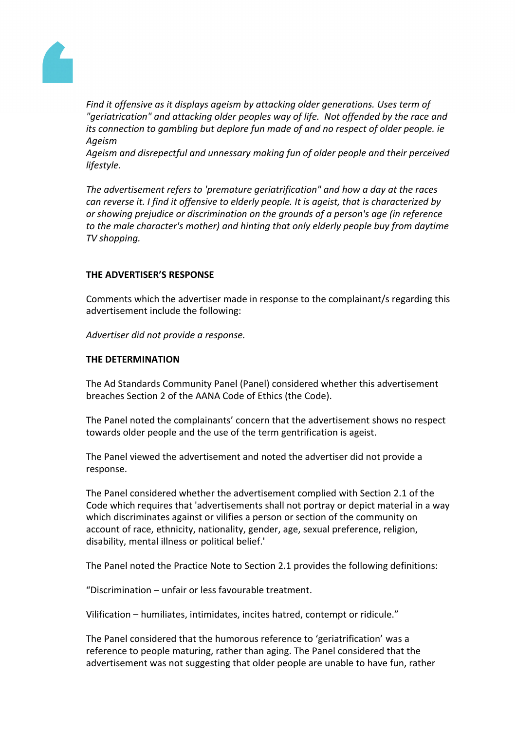*Find it offensive as it displays ageism by attacking older generations. Uses term of "geriatrication" and attacking older peoples way of life. Not offended by the race and its connection to gambling but deplore fun made of and no respect of older people. ie Ageism*

*Ageism and disrepectful and unnessary making fun of older people and their perceived lifestyle.*

*The advertisement refers to 'premature geriatrification" and how a day at the races can reverse it. I find it offensive to elderly people. It is ageist, that is characterized by or showing prejudice or discrimination on the grounds of a person's age (in reference to the male character's mother) and hinting that only elderly people buy from daytime TV shopping.*

**THE ADVERTISER'S RESPONSE**

Comments which the advertiser made in response to the complainant/s regarding this advertisement include the following:

*Advertiser did not provide a response.*

**THE DETERMINATION**

The Ad Standards Community Panel (Panel) considered whether this advertisement breaches Section 2 of the AANA Code of Ethics (the Code).

The Panel noted the complainants' concern that the advertisement shows no respect towards older people and the use of the term gentrification is ageist.

The Panel viewed the advertisement and noted the advertiser did not provide a response.

The Panel considered whether the advertisement complied with Section 2.1 of the Code which requires that 'advertisements shall not portray or depict material in a way which discriminates against or vilifies a person or section of the community on account of race, ethnicity, nationality, gender, age, sexual preference, religion, disability, mental illness or political belief.'

The Panel noted the Practice Note to Section 2.1 provides the following definitions:

"Discrimination – unfair or less favourable treatment.

Vilification – humiliates, intimidates, incites hatred, contempt or ridicule."

The Panel considered that the humorous reference to 'geriatrification' was a reference to people maturing, rather than aging. The Panel considered that the advertisement was not suggesting that older people are unable to have fun, rather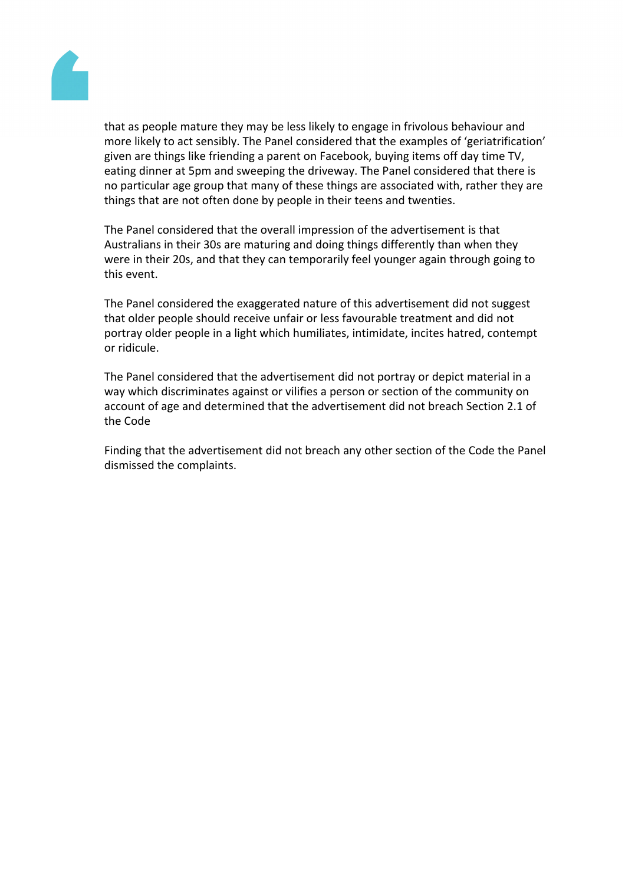that as people mature they may be less likely to engage in frivolous behaviour and more likely to act sensibly. The Panel considered that the examples of 'geriatrification' given are things like friending a parent on Facebook, buying items off day time TV, eating dinner at 5pm and sweeping the driveway. The Panel considered that there is no particular age group that many of these things are associated with, rather they are things that are not often done by people in their teens and twenties.

The Panel considered that the overall impression of the advertisement is that Australians in their 30s are maturing and doing things differently than when they were in their 20s, and that they can temporarily feel younger again through going to this event.

The Panel considered the exaggerated nature of this advertisement did not suggest that older people should receive unfair or less favourable treatment and did not portray older people in a light which humiliates, intimidate, incites hatred, contempt or ridicule.

The Panel considered that the advertisement did not portray or depict material in a way which discriminates against or vilifies a person or section of the community on account of age and determined that the advertisement did not breach Section 2.1 of the Code

Finding that the advertisement did not breach any other section of the Code the Panel dismissed the complaints.